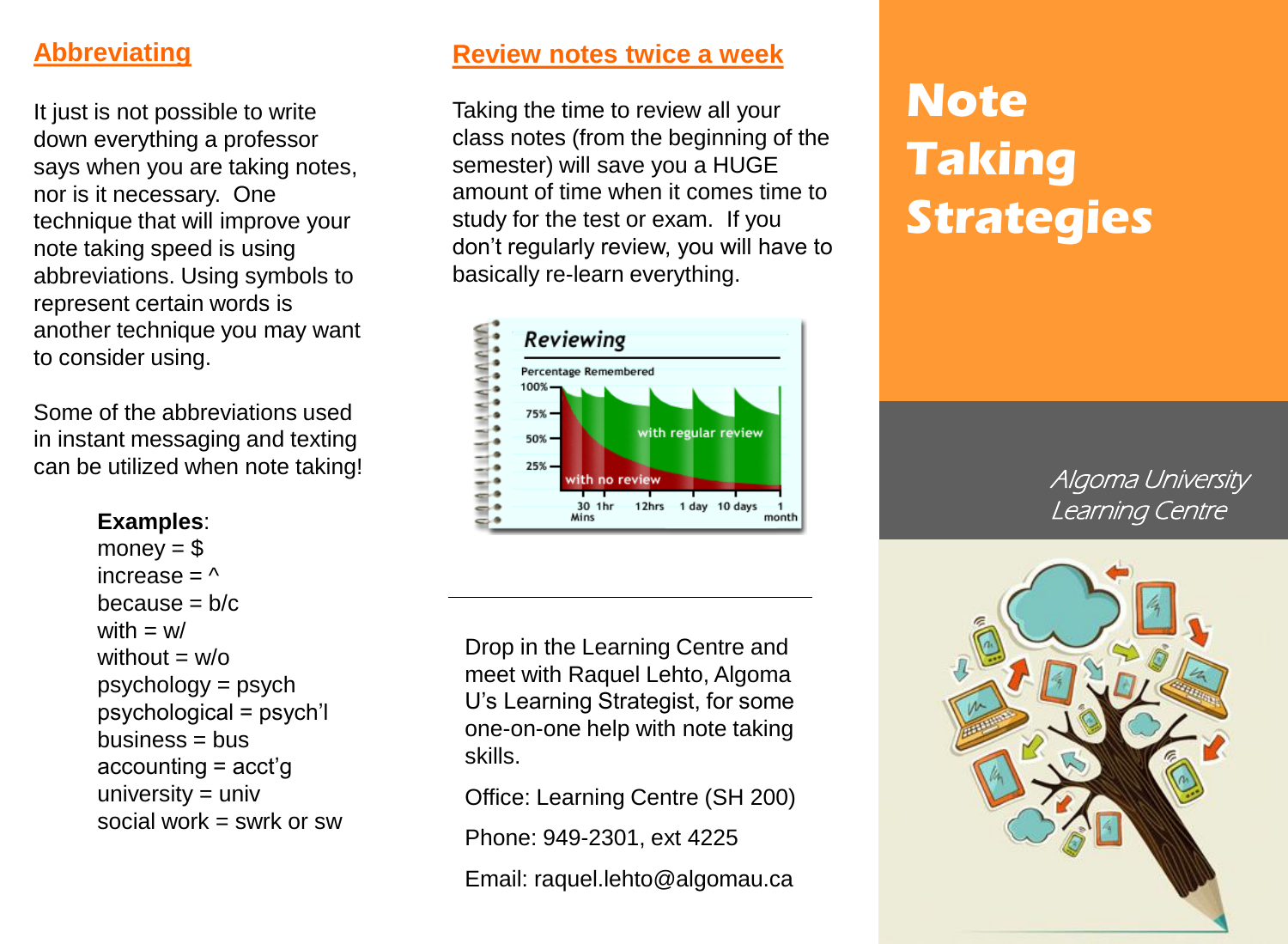## Abbreviating

It just is not possible to write down everything a professor says when you are taking notes, nor is it necessary. One technique that will improve your note taking speed is using abbreviations. Using symbols to represent certain words is another technique you may want to consider using.

Some of the abbreviations used in instant messaging and texting can be utilized when note taking!

**Examples**:
money = $
increase = ^
because = b/c
with = w/
without = w/o
psychology = psych
psychological = psych'l
business = bus
accounting = acct'g
university = univ
social work = swrk or sw

## Review notes twice a week

Taking the time to review all your class notes (from the beginning of the semester) will save you a HUGE amount of time when it comes time to study for the test or exam. If you don't regularly review, you will have to basically re-learn everything.

---

Drop in the Learning Centre and meet with Raquel Lehto, Algoma U's Learning Strategist, for some one-on-one help with note taking skills.

Office: Learning Centre (SH 200)

Phone: 949-2301, ext 4225

Email: raquel.lehto@algomau.ca

# Note Taking Strategies

*Algoma University Learning Centre*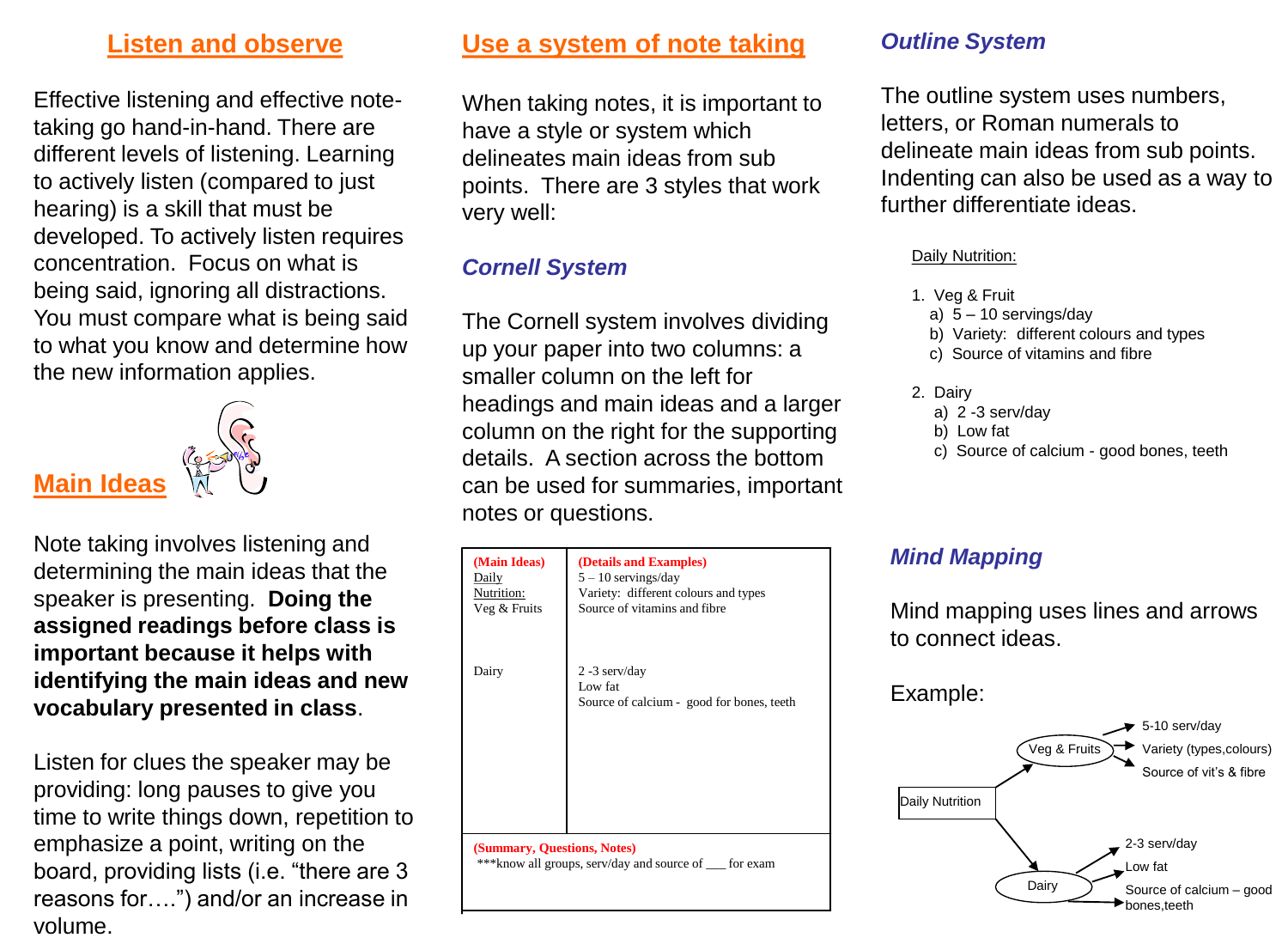## Listen and observe

Effective listening and effective note-taking go hand-in-hand. There are different levels of listening. Learning to actively listen (compared to just hearing) is a skill that must be developed. To actively listen requires concentration. Focus on what is being said, ignoring all distractions. You must compare what is being said to what you know and determine how the new information applies.

## Main Ideas

Note taking involves listening and determining the main ideas that the speaker is presenting. **Doing the assigned readings before class is important because it helps with identifying the main ideas and new vocabulary presented in class**.

Listen for clues the speaker may be providing: long pauses to give you time to write things down, repetition to emphasize a point, writing on the board, providing lists (i.e. "there are 3 reasons for….") and/or an increase in volume.

## Use a system of note taking

When taking notes, it is important to have a style or system which delineates main ideas from sub points. There are 3 styles that work very well:

### *Cornell System*

The Cornell system involves dividing up your paper into two columns: a smaller column on the left for headings and main ideas and a larger column on the right for the supporting details. A section across the bottom can be used for summaries, important notes or questions.

| (Main Ideas) | (Details and Examples) |
|---|---|
| Daily Nutrition: Veg & Fruits | 5 – 10 servings/day<br>Variety: different colours and types<br>Source of vitamins and fibre |
| Dairy | 2 -3 serv/day<br>Low fat<br>Source of calcium - good for bones, teeth |
| (Summary, Questions, Notes)<br>***know all groups, serv/day and source of ___ for exam | |

### *Outline System*

The outline system uses numbers, letters, or Roman numerals to delineate main ideas from sub points. Indenting can also be used as a way to further differentiate ideas.

Daily Nutrition:

1. Veg & Fruit
   a) 5 – 10 servings/day
   b) Variety: different colours and types
   c) Source of vitamins and fibre
2. Dairy
   a) 2 -3 serv/day
   b) Low fat
   c) Source of calcium - good bones, teeth

### *Mind Mapping*

Mind mapping uses lines and arrows to connect ideas.

Example:

Daily Nutrition
Veg & Fruits
5-10 serv/day
Variety (types,colours)
Source of vit's & fibre
Dairy
2-3 serv/day
Low fat
Source of calcium – good bones,teeth